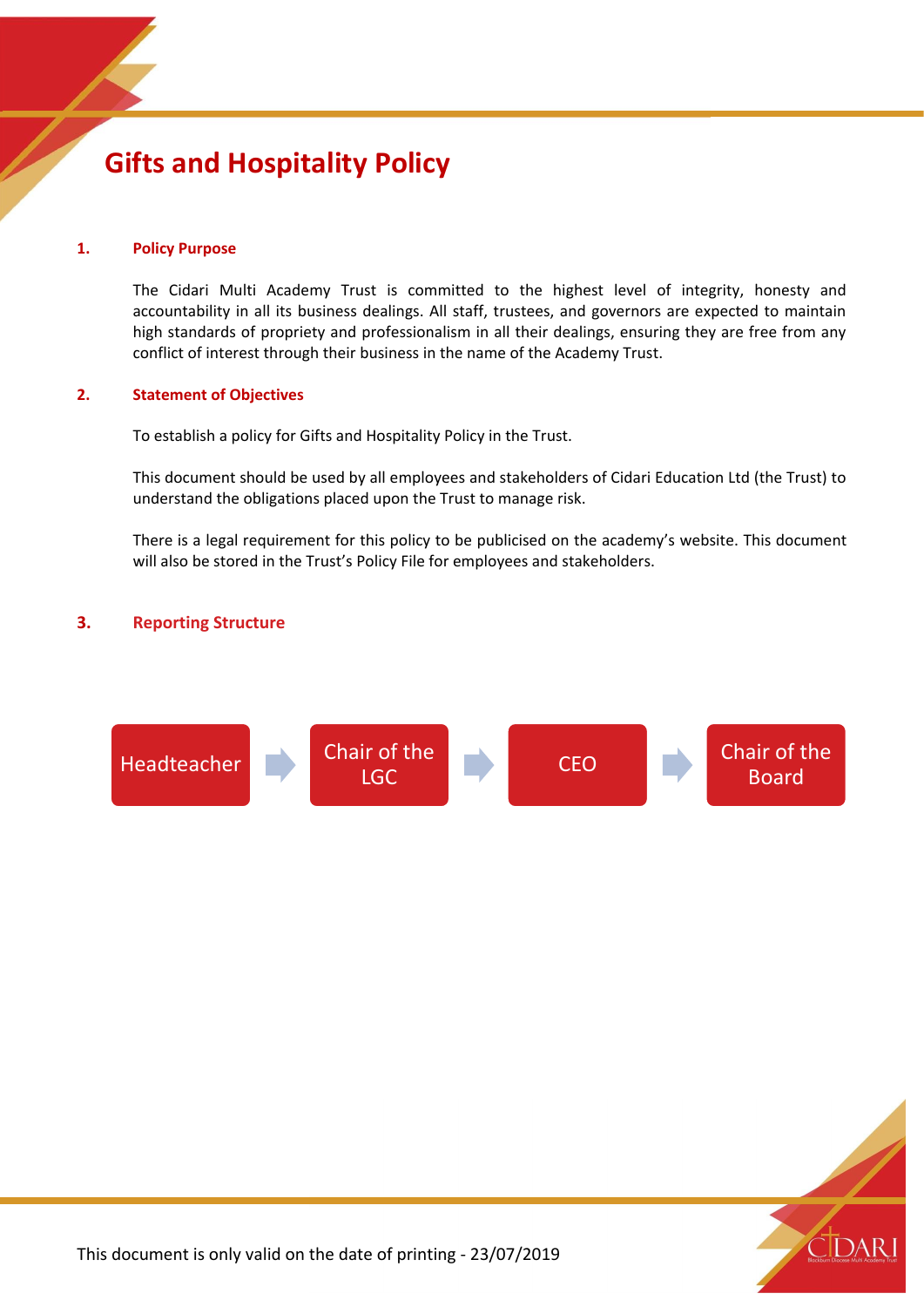# Gifts and Hospitality Policy

## 1. Policy Purpose

The Cidari Multi Academy Trust is committed to the highest level of integrity, honesty and accountability in all its business dealings. All staff, trustees, and governors are expected to maintain high standards of propriety and professionalism in all their dealings, ensuring they are free from any conflict of interest through their business in the name of the Academy Trust.

## 2. Statement of Objectives

To establish a policy for Gifts and Hospitality Policy in the Trust.

This document should be used by all employees and stakeholders of Cidari Education Ltd (the Trust) to understand the obligations placed upon the Trust to manage risk.

There is a legal requirement for this policy to be publicised on the academy's website. This document will also be stored in the Trust's Policy File for employees and stakeholders.

## 3. Reporting Structure

Headteacher → Chair of the LGC → CEO → Chair of the Board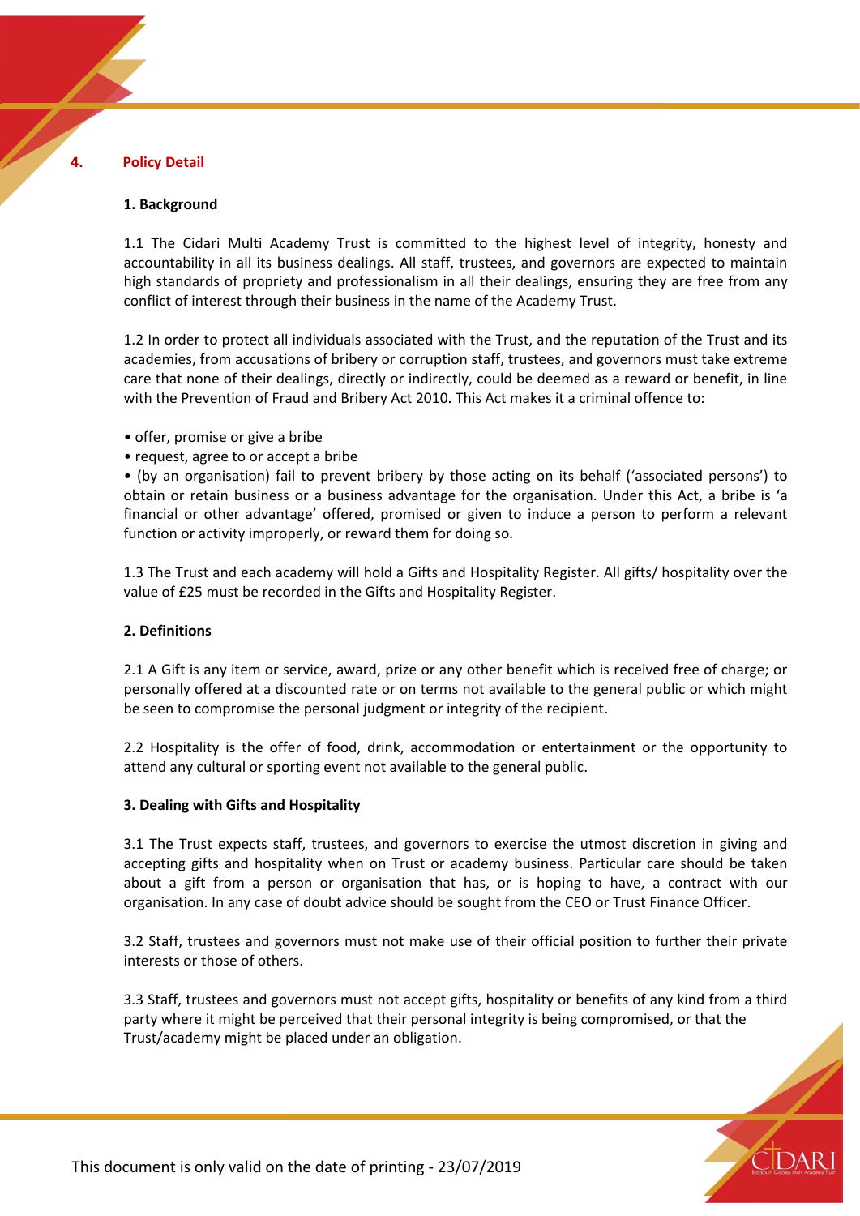## 4. Policy Detail

### 1. Background

1.1 The Cidari Multi Academy Trust is committed to the highest level of integrity, honesty and accountability in all its business dealings. All staff, trustees, and governors are expected to maintain high standards of propriety and professionalism in all their dealings, ensuring they are free from any conflict of interest through their business in the name of the Academy Trust.

1.2 In order to protect all individuals associated with the Trust, and the reputation of the Trust and its academies, from accusations of bribery or corruption staff, trustees, and governors must take extreme care that none of their dealings, directly or indirectly, could be deemed as a reward or benefit, in line with the Prevention of Fraud and Bribery Act 2010. This Act makes it a criminal offence to:

- offer, promise or give a bribe
- request, agree to or accept a bribe
- (by an organisation) fail to prevent bribery by those acting on its behalf ('associated persons') to obtain or retain business or a business advantage for the organisation. Under this Act, a bribe is 'a financial or other advantage' offered, promised or given to induce a person to perform a relevant function or activity improperly, or reward them for doing so.

1.3 The Trust and each academy will hold a Gifts and Hospitality Register. All gifts/ hospitality over the value of £25 must be recorded in the Gifts and Hospitality Register.

### 2. Definitions

2.1 A Gift is any item or service, award, prize or any other benefit which is received free of charge; or personally offered at a discounted rate or on terms not available to the general public or which might be seen to compromise the personal judgment or integrity of the recipient.

2.2 Hospitality is the offer of food, drink, accommodation or entertainment or the opportunity to attend any cultural or sporting event not available to the general public.

### 3. Dealing with Gifts and Hospitality

3.1 The Trust expects staff, trustees, and governors to exercise the utmost discretion in giving and accepting gifts and hospitality when on Trust or academy business. Particular care should be taken about a gift from a person or organisation that has, or is hoping to have, a contract with our organisation. In any case of doubt advice should be sought from the CEO or Trust Finance Officer.

3.2 Staff, trustees and governors must not make use of their official position to further their private interests or those of others.

3.3 Staff, trustees and governors must not accept gifts, hospitality or benefits of any kind from a third party where it might be perceived that their personal integrity is being compromised, or that the Trust/academy might be placed under an obligation.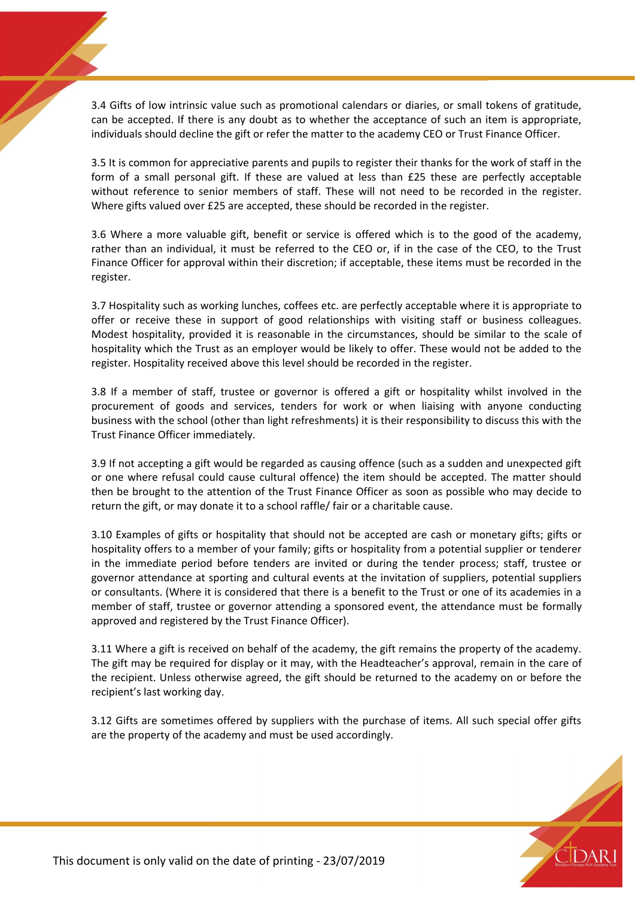3.4 Gifts of low intrinsic value such as promotional calendars or diaries, or small tokens of gratitude, can be accepted. If there is any doubt as to whether the acceptance of such an item is appropriate, individuals should decline the gift or refer the matter to the academy CEO or Trust Finance Officer.

3.5 It is common for appreciative parents and pupils to register their thanks for the work of staff in the form of a small personal gift. If these are valued at less than £25 these are perfectly acceptable without reference to senior members of staff. These will not need to be recorded in the register. Where gifts valued over £25 are accepted, these should be recorded in the register.

3.6 Where a more valuable gift, benefit or service is offered which is to the good of the academy, rather than an individual, it must be referred to the CEO or, if in the case of the CEO, to the Trust Finance Officer for approval within their discretion; if acceptable, these items must be recorded in the register.

3.7 Hospitality such as working lunches, coffees etc. are perfectly acceptable where it is appropriate to offer or receive these in support of good relationships with visiting staff or business colleagues. Modest hospitality, provided it is reasonable in the circumstances, should be similar to the scale of hospitality which the Trust as an employer would be likely to offer. These would not be added to the register. Hospitality received above this level should be recorded in the register.

3.8 If a member of staff, trustee or governor is offered a gift or hospitality whilst involved in the procurement of goods and services, tenders for work or when liaising with anyone conducting business with the school (other than light refreshments) it is their responsibility to discuss this with the Trust Finance Officer immediately.

3.9 If not accepting a gift would be regarded as causing offence (such as a sudden and unexpected gift or one where refusal could cause cultural offence) the item should be accepted. The matter should then be brought to the attention of the Trust Finance Officer as soon as possible who may decide to return the gift, or may donate it to a school raffle/ fair or a charitable cause.

3.10 Examples of gifts or hospitality that should not be accepted are cash or monetary gifts; gifts or hospitality offers to a member of your family; gifts or hospitality from a potential supplier or tenderer in the immediate period before tenders are invited or during the tender process; staff, trustee or governor attendance at sporting and cultural events at the invitation of suppliers, potential suppliers or consultants. (Where it is considered that there is a benefit to the Trust or one of its academies in a member of staff, trustee or governor attending a sponsored event, the attendance must be formally approved and registered by the Trust Finance Officer).

3.11 Where a gift is received on behalf of the academy, the gift remains the property of the academy. The gift may be required for display or it may, with the Headteacher's approval, remain in the care of the recipient. Unless otherwise agreed, the gift should be returned to the academy on or before the recipient's last working day.

3.12 Gifts are sometimes offered by suppliers with the purchase of items. All such special offer gifts are the property of the academy and must be used accordingly.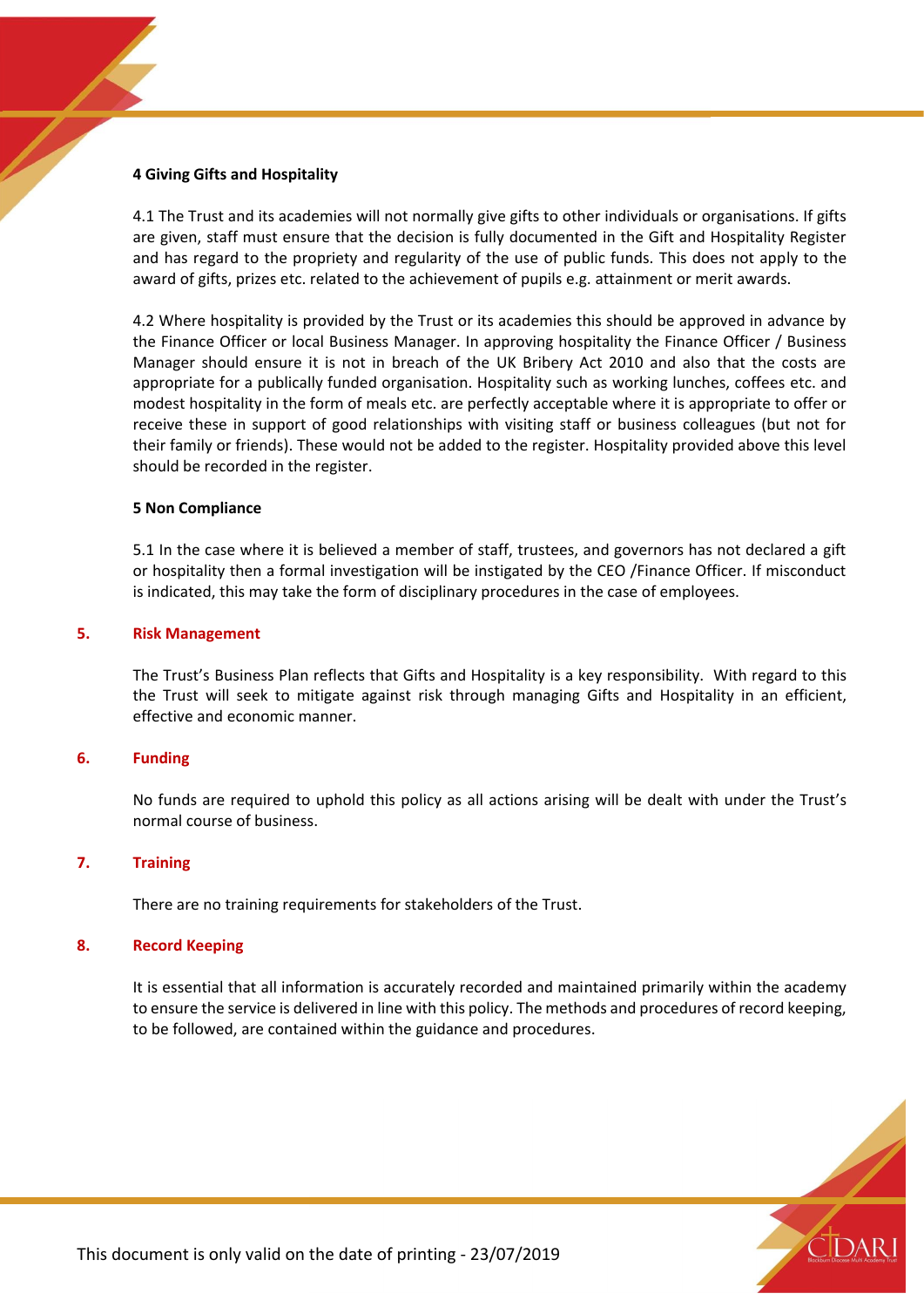**4 Giving Gifts and Hospitality**

4.1 The Trust and its academies will not normally give gifts to other individuals or organisations. If gifts are given, staff must ensure that the decision is fully documented in the Gift and Hospitality Register and has regard to the propriety and regularity of the use of public funds. This does not apply to the award of gifts, prizes etc. related to the achievement of pupils e.g. attainment or merit awards.

4.2 Where hospitality is provided by the Trust or its academies this should be approved in advance by the Finance Officer or local Business Manager. In approving hospitality the Finance Officer / Business Manager should ensure it is not in breach of the UK Bribery Act 2010 and also that the costs are appropriate for a publically funded organisation. Hospitality such as working lunches, coffees etc. and modest hospitality in the form of meals etc. are perfectly acceptable where it is appropriate to offer or receive these in support of good relationships with visiting staff or business colleagues (but not for their family or friends). These would not be added to the register. Hospitality provided above this level should be recorded in the register.

**5 Non Compliance**

5.1 In the case where it is believed a member of staff, trustees, and governors has not declared a gift or hospitality then a formal investigation will be instigated by the CEO /Finance Officer. If misconduct is indicated, this may take the form of disciplinary procedures in the case of employees.

## 5. Risk Management

The Trust's Business Plan reflects that Gifts and Hospitality is a key responsibility. With regard to this the Trust will seek to mitigate against risk through managing Gifts and Hospitality in an efficient, effective and economic manner.

## 6. Funding

No funds are required to uphold this policy as all actions arising will be dealt with under the Trust's normal course of business.

## 7. Training

There are no training requirements for stakeholders of the Trust.

## 8. Record Keeping

It is essential that all information is accurately recorded and maintained primarily within the academy to ensure the service is delivered in line with this policy. The methods and procedures of record keeping, to be followed, are contained within the guidance and procedures.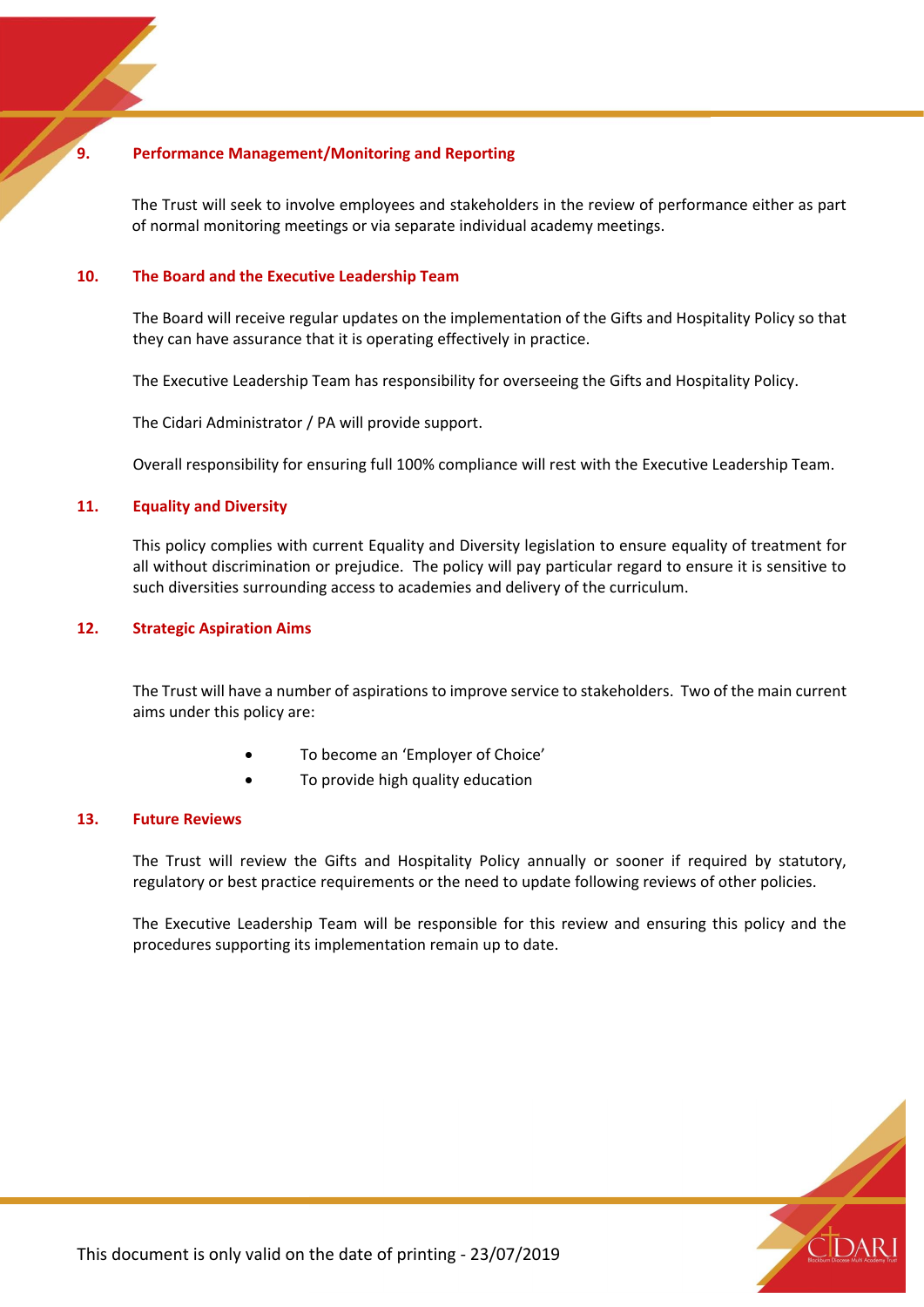## 9. Performance Management/Monitoring and Reporting

The Trust will seek to involve employees and stakeholders in the review of performance either as part of normal monitoring meetings or via separate individual academy meetings.

## 10. The Board and the Executive Leadership Team

The Board will receive regular updates on the implementation of the Gifts and Hospitality Policy so that they can have assurance that it is operating effectively in practice.

The Executive Leadership Team has responsibility for overseeing the Gifts and Hospitality Policy.

The Cidari Administrator / PA will provide support.

Overall responsibility for ensuring full 100% compliance will rest with the Executive Leadership Team.

## 11. Equality and Diversity

This policy complies with current Equality and Diversity legislation to ensure equality of treatment for all without discrimination or prejudice. The policy will pay particular regard to ensure it is sensitive to such diversities surrounding access to academies and delivery of the curriculum.

## 12. Strategic Aspiration Aims

The Trust will have a number of aspirations to improve service to stakeholders. Two of the main current aims under this policy are:

- To become an 'Employer of Choice'
- To provide high quality education

## 13. Future Reviews

The Trust will review the Gifts and Hospitality Policy annually or sooner if required by statutory, regulatory or best practice requirements or the need to update following reviews of other policies.

The Executive Leadership Team will be responsible for this review and ensuring this policy and the procedures supporting its implementation remain up to date.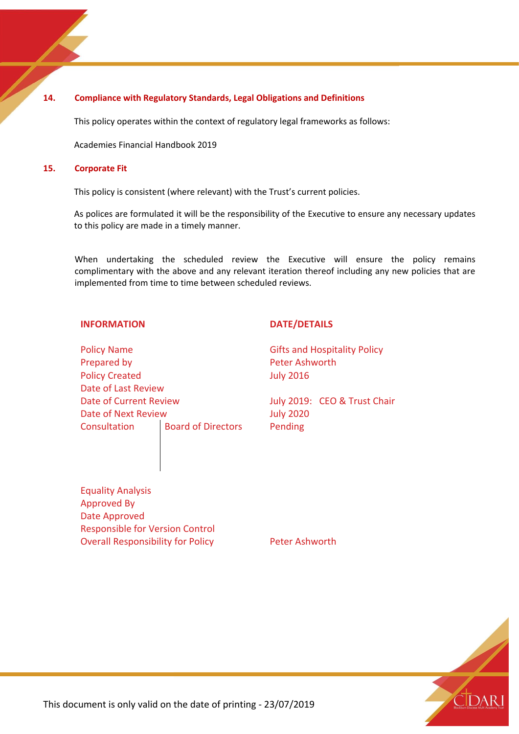## 14. Compliance with Regulatory Standards, Legal Obligations and Definitions

This policy operates within the context of regulatory legal frameworks as follows:

Academies Financial Handbook 2019

## 15. Corporate Fit

This policy is consistent (where relevant) with the Trust's current policies.

As polices are formulated it will be the responsibility of the Executive to ensure any necessary updates to this policy are made in a timely manner.

When undertaking the scheduled review the Executive will ensure the policy remains complimentary with the above and any relevant iteration thereof including any new policies that are implemented from time to time between scheduled reviews.

| INFORMATION | | DATE/DETAILS |
|---|---|---|
| Policy Name | | Gifts and Hospitality Policy |
| Prepared by | | Peter Ashworth |
| Policy Created | | July 2016 |
| Date of Last Review | | |
| Date of Current Review | | July 2019: CEO & Trust Chair |
| Date of Next Review | | July 2020 |
| Consultation | Board of Directors | Pending |
| Equality Analysis | | |
| Approved By | | |
| Date Approved | | |
| Responsible for Version Control | | |
| Overall Responsibility for Policy | | Peter Ashworth |

This document is only valid on the date of printing - 23/07/2019